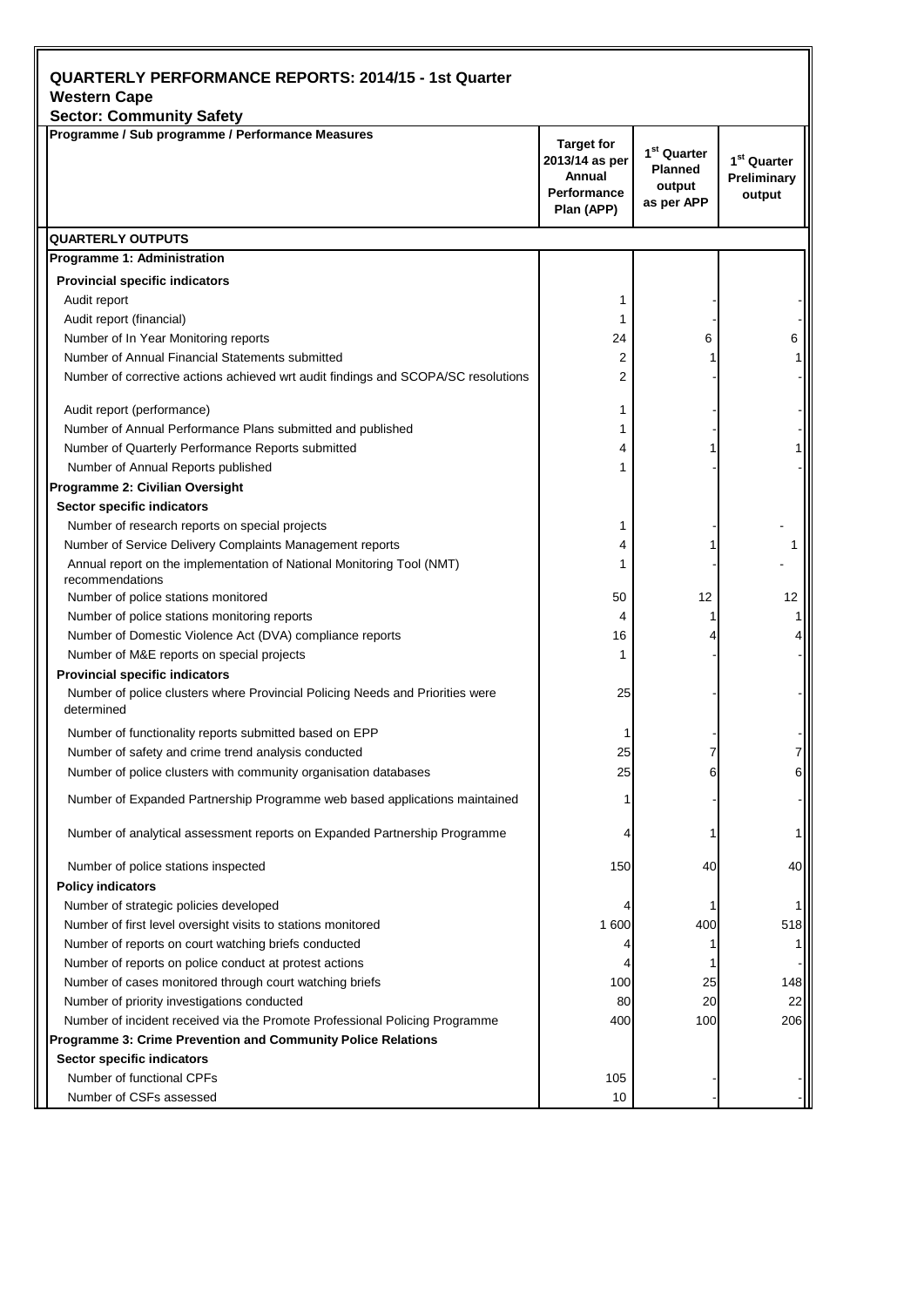## QUARTERLY PERFORMANCE REPORTS: 2014/15 - 1st Quarter
### Western Cape
### Sector: Community Safety

| Programme / Sub programme / Performance Measures | Target for 2013/14 as per Annual Performance Plan (APP) | 1st Quarter Planned output as per APP | 1st Quarter Preliminary output |
|---|---|---|---|
| **QUARTERLY OUTPUTS** | | | |
| **Programme 1: Administration** | | | |
| **Provincial specific indicators** | | | |
| Audit report | 1 | - | - |
| Audit report (financial) | 1 | - | - |
| Number of In Year Monitoring reports | 24 | 6 | 6 |
| Number of Annual Financial Statements submitted | 2 | 1 | 1 |
| Number of corrective actions achieved wrt audit findings and SCOPA/SC resolutions | 2 | - | - |
| Audit report (performance) | 1 | - | - |
| Number of Annual Performance Plans submitted and published | 1 | - | - |
| Number of Quarterly Performance Reports submitted | 4 | 1 | 1 |
| Number of Annual Reports published | 1 | - | - |
| **Programme 2: Civilian Oversight** | | | |
| **Sector specific indicators** | | | |
| Number of research reports on special projects | 1 | - | - |
| Number of Service Delivery Complaints Management reports | 4 | 1 | 1 |
| Annual report on the implementation of National Monitoring Tool (NMT) recommendations | 1 | - | - |
| Number of police stations monitored | 50 | 12 | 12 |
| Number of police stations monitoring reports | 4 | 1 | 1 |
| Number of Domestic Violence Act (DVA) compliance reports | 16 | 4 | 4 |
| Number of M&E reports on special projects | 1 | - | - |
| **Provincial specific indicators** | | | |
| Number of police clusters where Provincial Policing Needs and Priorities were determined | 25 | - | - |
| Number of functionality reports submitted based on EPP | 1 | - | - |
| Number of safety and crime trend analysis conducted | 25 | 7 | 7 |
| Number of police clusters with community organisation databases | 25 | 6 | 6 |
| Number of Expanded Partnership Programme web based applications maintained | 1 | - | - |
| Number of analytical assessment reports on Expanded Partnership Programme | 4 | 1 | 1 |
| Number of police stations inspected | 150 | 40 | 40 |
| **Policy indicators** | | | |
| Number of strategic policies developed | 4 | 1 | 1 |
| Number of first level oversight visits to stations monitored | 1 600 | 400 | 518 |
| Number of reports on court watching briefs conducted | 4 | 1 | 1 |
| Number of reports on police conduct at protest actions | 4 | 1 | - |
| Number of cases monitored through court watching briefs | 100 | 25 | 148 |
| Number of priority investigations conducted | 80 | 20 | 22 |
| Number of incident received via the Promote Professional Policing Programme | 400 | 100 | 206 |
| **Programme 3: Crime Prevention and Community Police Relations** | | | |
| **Sector specific indicators** | | | |
| Number of functional CPFs | 105 | - | - |
| Number of CSFs assessed | 10 | - | - |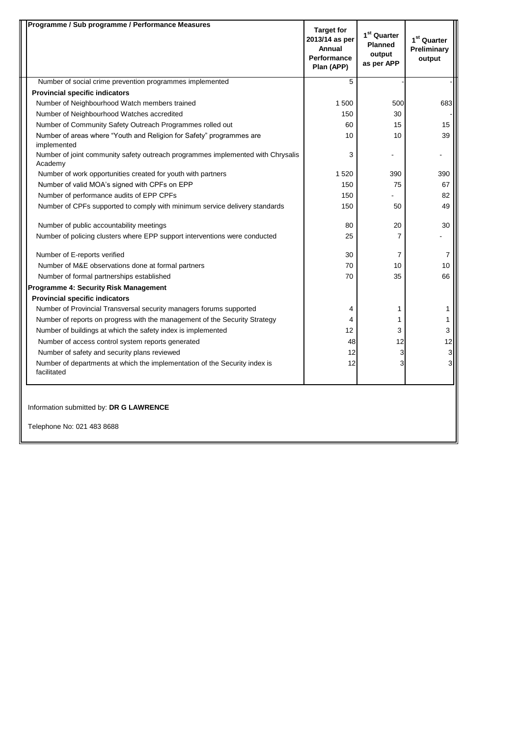| Programme / Sub programme / Performance Measures | Target for 2013/14 as per Annual Performance Plan (APP) | 1st Quarter Planned output as per APP | 1st Quarter Preliminary output |
|---|---|---|---|
| Number of social crime prevention programmes implemented | 5 | - | - |
| **Provincial specific indicators** | | | |
| Number of Neighbourhood Watch members trained | 1 500 | 500 | 683 |
| Number of Neighbourhood Watches accredited | 150 | 30 | - |
| Number of Community Safety Outreach Programmes rolled out | 60 | 15 | 15 |
| Number of areas where "Youth and Religion for Safety" programmes are implemented | 10 | 10 | 39 |
| Number of joint community safety outreach programmes implemented with Chrysalis Academy | 3 | - | - |
| Number of work opportunities created for youth with partners | 1 520 | 390 | 390 |
| Number of valid MOA's signed with CPFs on EPP | 150 | 75 | 67 |
| Number of performance audits of EPP CPFs | 150 | - | 82 |
| Number of CPFs supported to comply with minimum service delivery standards | 150 | 50 | 49 |
| Number of public accountability meetings | 80 | 20 | 30 |
| Number of policing clusters where EPP support interventions were conducted | 25 | 7 | - |
| Number of E-reports verified | 30 | 7 | 7 |
| Number of M&E observations done at formal partners | 70 | 10 | 10 |
| Number of formal partnerships established | 70 | 35 | 66 |
| **Programme 4: Security Risk Management** | | | |
| **Provincial specific indicators** | | | |
| Number of Provincial Transversal security managers forums supported | 4 | 1 | 1 |
| Number of reports on progress with the management of the Security Strategy | 4 | 1 | 1 |
| Number of buildings at which the safety index is implemented | 12 | 3 | 3 |
| Number of access control system reports generated | 48 | 12 | 12 |
| Number of safety and security plans reviewed | 12 | 3 | 3 |
| Number of departments at which the implementation of the Security index is facilitated | 12 | 3 | 3 |

Information submitted by: **DR G LAWRENCE**

Telephone No: 021 483 8688